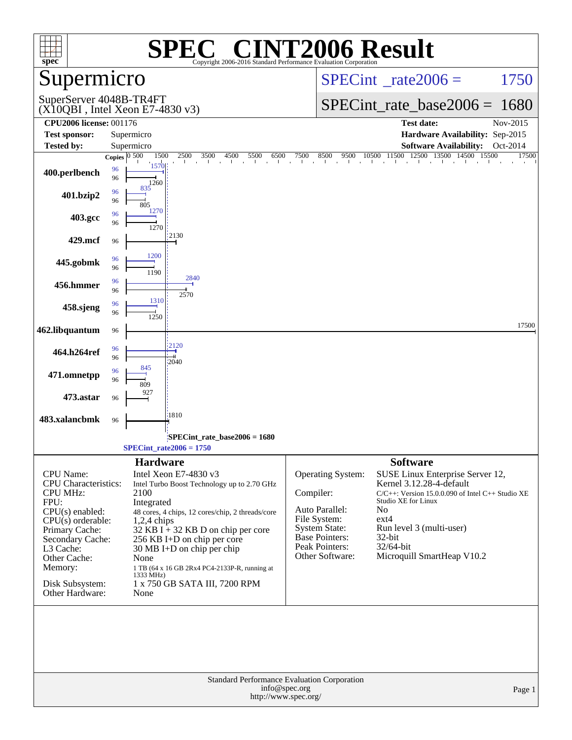# SPEC® CINT2006 Result

Copyright 2006-2016 Standard Performance Evaluation Corporation

## Supermicro

SuperServer 4048B-TR4FT
(X10QBI , Intel Xeon E7-4830 v3)

SPECint_rate2006 = 1750

SPECint_rate_base2006 = 1680

| | | | |
|---|---|---|---|
| **CPU2006 license:** 001176 | | **Test date:** | Nov-2015 |
| **Test sponsor:** | Supermicro | **Hardware Availability:** | Sep-2015 |
| **Tested by:** | Supermicro | **Software Availability:** | Oct-2014 |

| Benchmark | Copies (peak) | Peak | Copies (base) | Base |
|---|---|---|---|---|
| 400.perlbench | 96 | 1570 | 96 | 1260 |
| 401.bzip2 | 96 | 835 | 96 | 805 |
| 403.gcc | 96 | 1270 | 96 | 1270 |
| 429.mcf | | | 96 | 2130 |
| 445.gobmk | 96 | 1200 | 96 | 1190 |
| 456.hmmer | 96 | 2840 | 96 | 2570 |
| 458.sjeng | 96 | 1310 | 96 | 1250 |
| 462.libquantum | | | 96 | 17500 |
| 464.h264ref | 96 | 2120 | 96 | 2040 |
| 471.omnetpp | 96 | 845 | 96 | 809 |
| 473.astar | | | 96 | 927 |
| 483.xalancbmk | | | 96 | 1810 |

SPECint_rate_base2006 = 1680

SPECint_rate2006 = 1750

### Hardware

| | |
|---|---|
| CPU Name: | Intel Xeon E7-4830 v3 |
| CPU Characteristics: | Intel Turbo Boost Technology up to 2.70 GHz |
| CPU MHz: | 2100 |
| FPU: | Integrated |
| CPU(s) enabled: | 48 cores, 4 chips, 12 cores/chip, 2 threads/core |
| CPU(s) orderable: | 1,2,4 chips |
| Primary Cache: | 32 KB I + 32 KB D on chip per core |
| Secondary Cache: | 256 KB I+D on chip per core |
| L3 Cache: | 30 MB I+D on chip per chip |
| Other Cache: | None |
| Memory: | 1 TB (64 x 16 GB 2Rx4 PC4-2133P-R, running at 1333 MHz) |
| Disk Subsystem: | 1 x 750 GB SATA III, 7200 RPM |
| Other Hardware: | None |

### Software

| | |
|---|---|
| Operating System: | SUSE Linux Enterprise Server 12, Kernel 3.12.28-4-default |
| Compiler: | C/C++: Version 15.0.0.090 of Intel C++ Studio XE Studio XE for Linux |
| Auto Parallel: | No |
| File System: | ext4 |
| System State: | Run level 3 (multi-user) |
| Base Pointers: | 32-bit |
| Peak Pointers: | 32/64-bit |
| Other Software: | Microquill SmartHeap V10.2 |

Standard Performance Evaluation Corporation
info@spec.org
http://www.spec.org/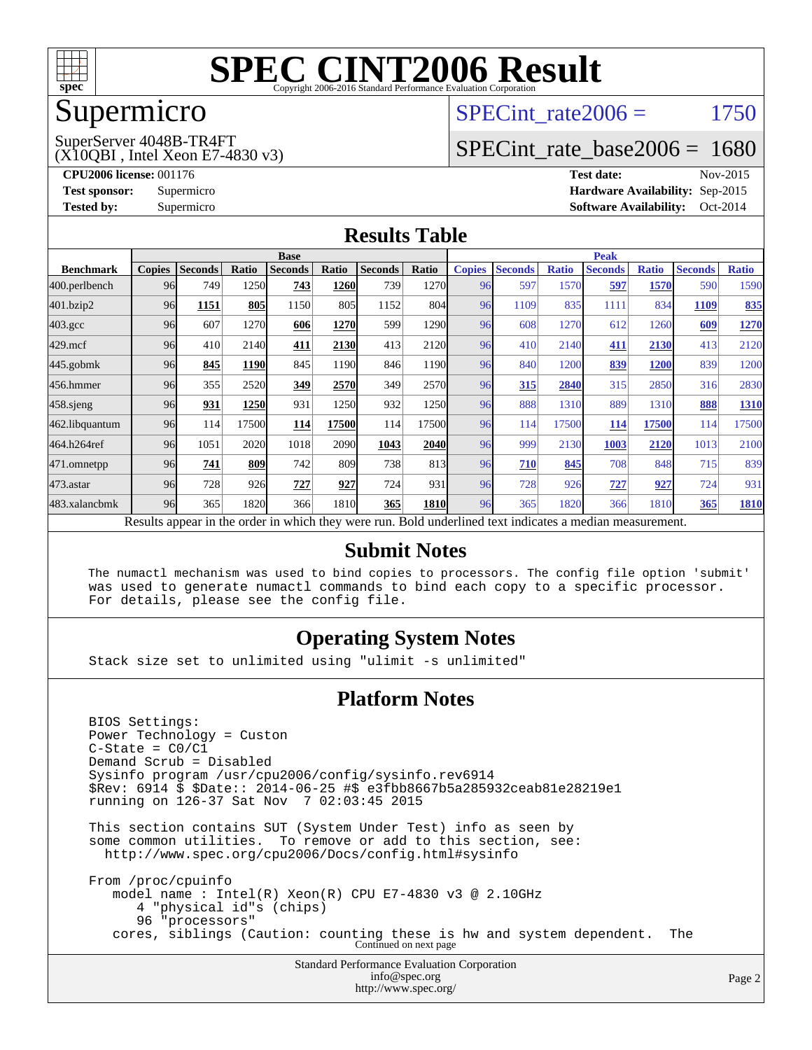# SPEC CINT2006 Result

Copyright 2006-2016 Standard Performance Evaluation Corporation

## Supermicro

SuperServer 4048B-TR4FT
(X10QBI , Intel Xeon E7-4830 v3)

SPECint_rate2006 = 1750

SPECint_rate_base2006 = 1680

**CPU2006 license:** 001176
**Test sponsor:** Supermicro
**Tested by:** Supermicro

**Test date:** Nov-2015
**Hardware Availability:** Sep-2015
**Software Availability:** Oct-2014

## Results Table

| Benchmark | Base | | | | | | | Peak | | | | | | |
|---|---|---|---|---|---|---|---|---|---|---|---|---|---|---|
| | Copies | Seconds | Ratio | Seconds | Ratio | Seconds | Ratio | Copies | Seconds | Ratio | Seconds | Ratio | Seconds | Ratio |
| 400.perlbench | 96 | 749 | 1250 | **743** | **1260** | 739 | 1270 | 96 | 597 | 1570 | **597** | **1570** | 590 | 1590 |
| 401.bzip2 | 96 | **1151** | **805** | 1150 | 805 | 1152 | 804 | 96 | 1109 | 835 | 1111 | 834 | **1109** | **835** |
| 403.gcc | 96 | 607 | 1270 | **606** | **1270** | 599 | 1290 | 96 | 608 | 1270 | 612 | 1260 | **609** | **1270** |
| 429.mcf | 96 | 410 | 2140 | **411** | **2130** | 413 | 2120 | 96 | 410 | 2140 | **411** | **2130** | 413 | 2120 |
| 445.gobmk | 96 | **845** | **1190** | 845 | 1190 | 846 | 1190 | 96 | 840 | 1200 | **839** | **1200** | 839 | 1200 |
| 456.hmmer | 96 | 355 | 2520 | **349** | **2570** | 349 | 2570 | 96 | **315** | **2840** | 315 | 2850 | 316 | 2830 |
| 458.sjeng | 96 | **931** | **1250** | 931 | 1250 | 932 | 1250 | 96 | 888 | 1310 | 889 | 1310 | **888** | **1310** |
| 462.libquantum | 96 | 114 | 17500 | **114** | **17500** | 114 | 17500 | 96 | 114 | 17500 | **114** | **17500** | 114 | 17500 |
| 464.h264ref | 96 | 1051 | 2020 | 1018 | 2090 | **1043** | **2040** | 96 | 999 | 2130 | **1003** | **2120** | 1013 | 2100 |
| 471.omnetpp | 96 | **741** | **809** | 742 | 809 | 738 | 813 | 96 | **710** | **845** | 708 | 848 | 715 | 839 |
| 473.astar | 96 | 728 | 926 | **727** | **927** | 724 | 931 | 96 | 728 | 926 | **727** | **927** | 724 | 931 |
| 483.xalancbmk | 96 | 365 | 1820 | 366 | 1810 | **365** | **1810** | 96 | 365 | 1820 | 366 | 1810 | **365** | **1810** |

Results appear in the order in which they were run. Bold underlined text indicates a median measurement.

## Submit Notes

```
The numactl mechanism was used to bind copies to processors. The config file option 'submit'
was used to generate numactl commands to bind each copy to a specific processor.
For details, please see the config file.
```

## Operating System Notes

```
Stack size set to unlimited using "ulimit -s unlimited"
```

## Platform Notes

```
BIOS Settings:
Power Technology = Custon
C-State = C0/C1
Demand Scrub = Disabled
Sysinfo program /usr/cpu2006/config/sysinfo.rev6914
$Rev: 6914 $ $Date:: 2014-06-25 #$ e3fbb8667b5a285932ceab81e28219e1
running on 126-37 Sat Nov  7 02:03:45 2015

This section contains SUT (System Under Test) info as seen by
some common utilities.  To remove or add to this section, see:
  http://www.spec.org/cpu2006/Docs/config.html#sysinfo

From /proc/cpuinfo
   model name : Intel(R) Xeon(R) CPU E7-4830 v3 @ 2.10GHz
      4 "physical id"s (chips)
      96 "processors"
   cores, siblings (Caution: counting these is hw and system dependent.  The
```

Continued on next page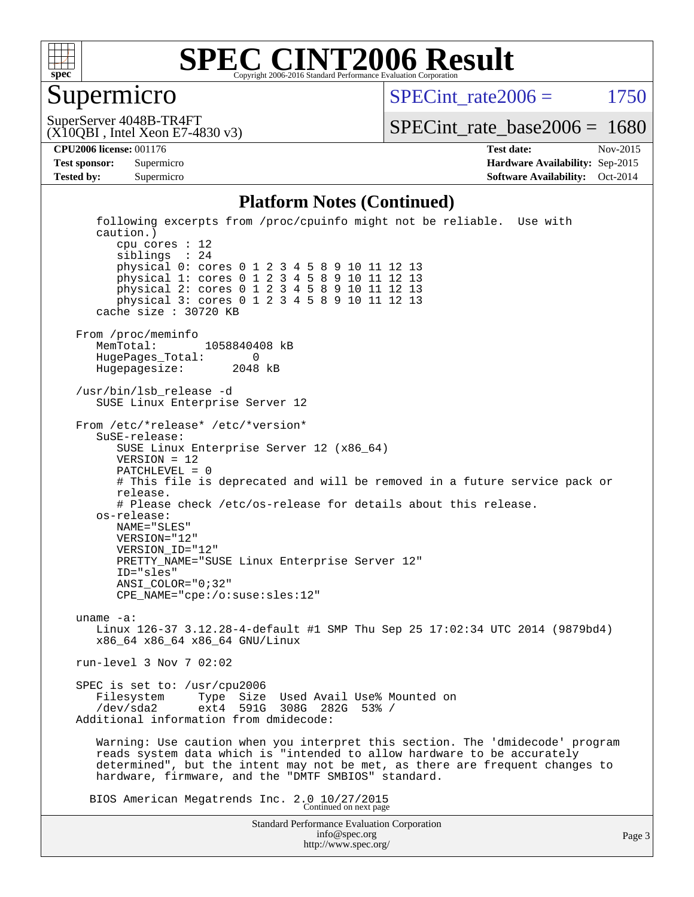# SPEC CINT2006 Result

Copyright 2006-2016 Standard Performance Evaluation Corporation

## Supermicro

SuperServer 4048B-TR4FT
(X10QBI , Intel Xeon E7-4830 v3)

SPECint_rate2006 = 1750

SPECint_rate_base2006 = 1680

| | | | |
|---|---|---|---|
| **CPU2006 license:** | 001176 | **Test date:** | Nov-2015 |
| **Test sponsor:** | Supermicro | **Hardware Availability:** | Sep-2015 |
| **Tested by:** | Supermicro | **Software Availability:** | Oct-2014 |

### Platform Notes (Continued)

```
   following excerpts from /proc/cpuinfo might not be reliable.  Use with
   caution.)
      cpu cores : 12
      siblings  : 24
      physical 0: cores 0 1 2 3 4 5 8 9 10 11 12 13
      physical 1: cores 0 1 2 3 4 5 8 9 10 11 12 13
      physical 2: cores 0 1 2 3 4 5 8 9 10 11 12 13
      physical 3: cores 0 1 2 3 4 5 8 9 10 11 12 13
   cache size : 30720 KB

From /proc/meminfo
   MemTotal:       1058840408 kB
   HugePages_Total:       0
   Hugepagesize:       2048 kB

/usr/bin/lsb_release -d
   SUSE Linux Enterprise Server 12

From /etc/*release* /etc/*version*
   SuSE-release:
      SUSE Linux Enterprise Server 12 (x86_64)
      VERSION = 12
      PATCHLEVEL = 0
      # This file is deprecated and will be removed in a future service pack or
      release.
      # Please check /etc/os-release for details about this release.
   os-release:
      NAME="SLES"
      VERSION="12"
      VERSION_ID="12"
      PRETTY_NAME="SUSE Linux Enterprise Server 12"
      ID="sles"
      ANSI_COLOR="0;32"
      CPE_NAME="cpe:/o:suse:sles:12"

uname -a:
   Linux 126-37 3.12.28-4-default #1 SMP Thu Sep 25 17:02:34 UTC 2014 (9879bd4)
   x86_64 x86_64 x86_64 GNU/Linux

run-level 3 Nov 7 02:02

SPEC is set to: /usr/cpu2006
   Filesystem     Type  Size  Used Avail Use% Mounted on
   /dev/sda2      ext4  591G  308G  282G  53% /
Additional information from dmidecode:

   Warning: Use caution when you interpret this section. The 'dmidecode' program
   reads system data which is "intended to allow hardware to be accurately
   determined", but the intent may not be met, as there are frequent changes to
   hardware, firmware, and the "DMTF SMBIOS" standard.

  BIOS American Megatrends Inc. 2.0 10/27/2015
```

Continued on next page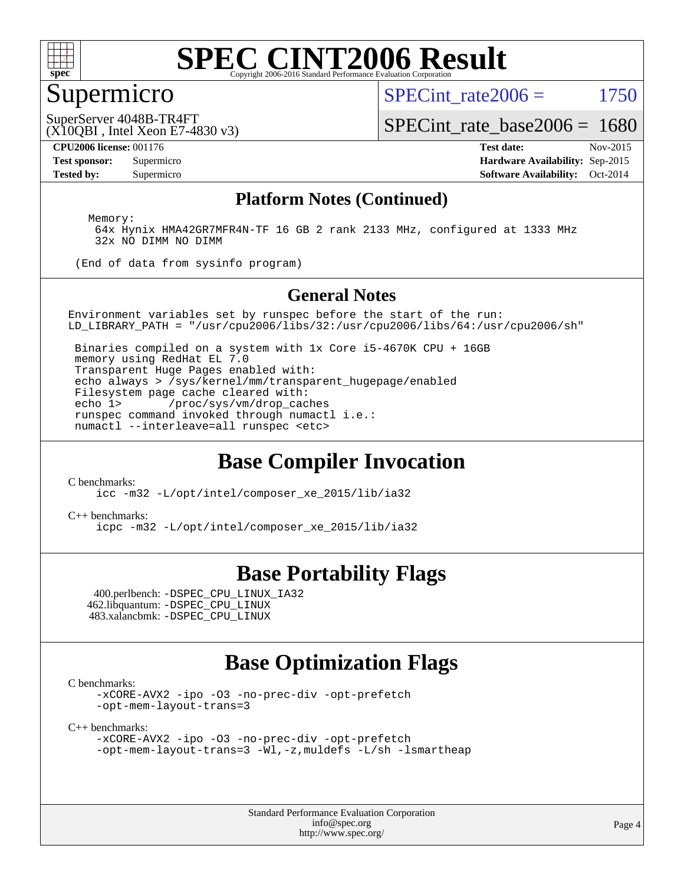# SPEC CINT2006 Result

## Supermicro

SuperServer 4048B-TR4FT
(X10QBI , Intel Xeon E7-4830 v3)

SPECint_rate2006 = 1750

SPECint_rate_base2006 = 1680

**CPU2006 license:** 001176
**Test sponsor:** Supermicro
**Tested by:** Supermicro

**Test date:** Nov-2015
**Hardware Availability:** Sep-2015
**Software Availability:** Oct-2014

### Platform Notes (Continued)

```
   Memory:
     64x Hynix HMA42GR7MFR4N-TF 16 GB 2 rank 2133 MHz, configured at 1333 MHz
     32x NO DIMM NO DIMM

  (End of data from sysinfo program)
```

### General Notes

```
Environment variables set by runspec before the start of the run:
LD_LIBRARY_PATH = "/usr/cpu2006/libs/32:/usr/cpu2006/libs/64:/usr/cpu2006/sh"

 Binaries compiled on a system with 1x Core i5-4670K CPU + 16GB
 memory using RedHat EL 7.0
 Transparent Huge Pages enabled with:
 echo always > /sys/kernel/mm/transparent_hugepage/enabled
 Filesystem page cache cleared with:
 echo 1>       /proc/sys/vm/drop_caches
 runspec command invoked through numactl i.e.:
 numactl --interleave=all runspec <etc>
```

## Base Compiler Invocation

C benchmarks:
```
icc -m32 -L/opt/intel/composer_xe_2015/lib/ia32
```

C++ benchmarks:
```
icpc -m32 -L/opt/intel/composer_xe_2015/lib/ia32
```

## Base Portability Flags

400.perlbench: -DSPEC_CPU_LINUX_IA32
462.libquantum: -DSPEC_CPU_LINUX
483.xalancbmk: -DSPEC_CPU_LINUX

## Base Optimization Flags

C benchmarks:
```
-xCORE-AVX2 -ipo -O3 -no-prec-div -opt-prefetch
-opt-mem-layout-trans=3
```

C++ benchmarks:
```
-xCORE-AVX2 -ipo -O3 -no-prec-div -opt-prefetch
-opt-mem-layout-trans=3 -Wl,-z,muldefs -L/sh -lsmartheap
```

Standard Performance Evaluation Corporation
info@spec.org
http://www.spec.org/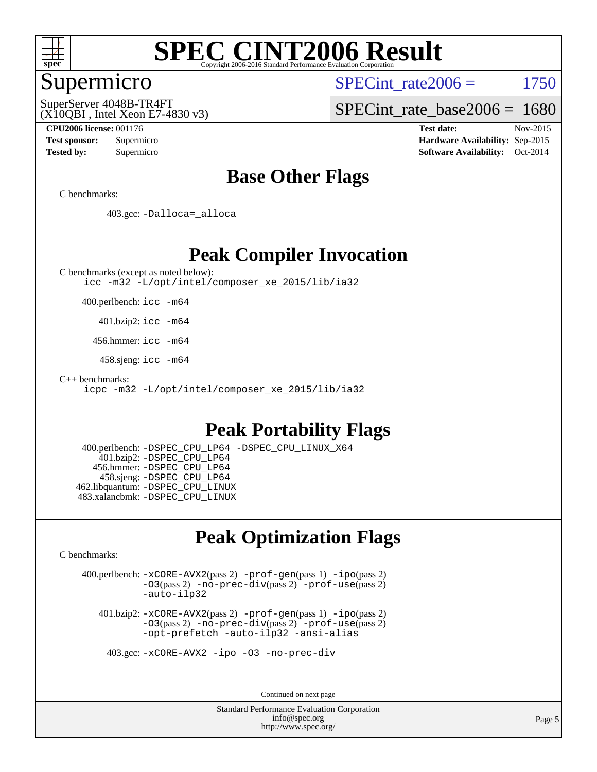# SPEC CINT2006 Result

Copyright 2006-2016 Standard Performance Evaluation Corporation

## Supermicro

SuperServer 4048B-TR4FT
(X10QBI , Intel Xeon E7-4830 v3)

SPECint_rate2006 = 1750

SPECint_rate_base2006 = 1680

**CPU2006 license:** 001176
**Test sponsor:** Supermicro
**Tested by:** Supermicro

**Test date:** Nov-2015
**Hardware Availability:** Sep-2015
**Software Availability:** Oct-2014

## Base Other Flags

C benchmarks:

403.gcc: -Dalloca=_alloca

## Peak Compiler Invocation

C benchmarks (except as noted below):
icc -m32 -L/opt/intel/composer_xe_2015/lib/ia32

400.perlbench: icc -m64

401.bzip2: icc -m64

456.hmmer: icc -m64

458.sjeng: icc -m64

C++ benchmarks:
icpc -m32 -L/opt/intel/composer_xe_2015/lib/ia32

## Peak Portability Flags

400.perlbench: -DSPEC_CPU_LP64 -DSPEC_CPU_LINUX_X64
401.bzip2: -DSPEC_CPU_LP64
456.hmmer: -DSPEC_CPU_LP64
458.sjeng: -DSPEC_CPU_LP64
462.libquantum: -DSPEC_CPU_LINUX
483.xalancbmk: -DSPEC_CPU_LINUX

## Peak Optimization Flags

C benchmarks:

400.perlbench: -xCORE-AVX2(pass 2) -prof-gen(pass 1) -ipo(pass 2) -O3(pass 2) -no-prec-div(pass 2) -prof-use(pass 2) -auto-ilp32

401.bzip2: -xCORE-AVX2(pass 2) -prof-gen(pass 1) -ipo(pass 2) -O3(pass 2) -no-prec-div(pass 2) -prof-use(pass 2) -opt-prefetch -auto-ilp32 -ansi-alias

403.gcc: -xCORE-AVX2 -ipo -O3 -no-prec-div

Continued on next page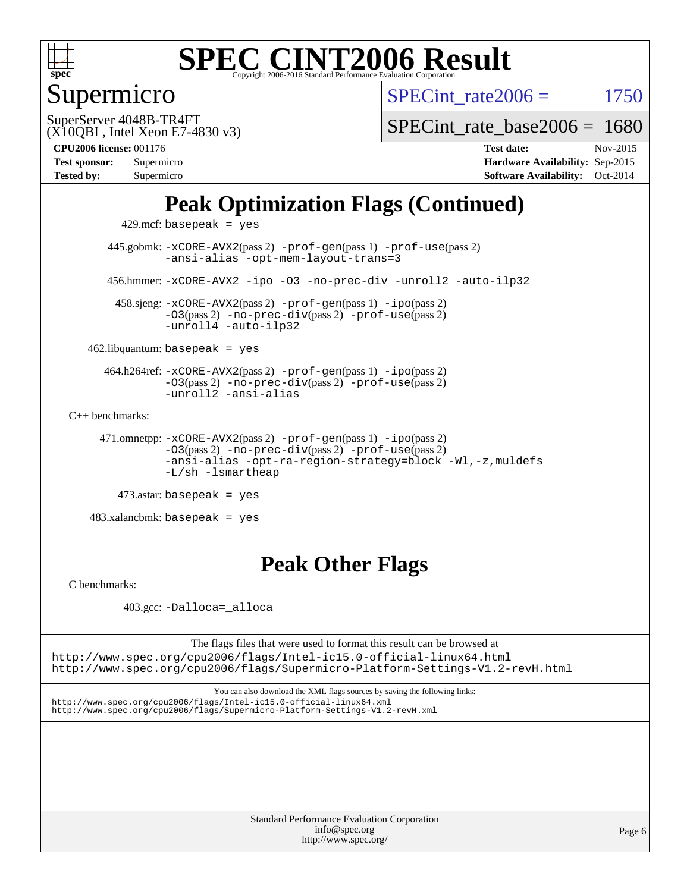# SPEC CINT2006 Result

Copyright 2006-2016 Standard Performance Evaluation Corporation

## Supermicro

SuperServer 4048B-TR4FT
(X10QBI , Intel Xeon E7-4830 v3)

SPECint_rate2006 = 1750

SPECint_rate_base2006 = 1680

| | | | |
|---|---|---|---|
| **CPU2006 license:** | 001176 | **Test date:** | Nov-2015 |
| **Test sponsor:** | Supermicro | **Hardware Availability:** | Sep-2015 |
| **Tested by:** | Supermicro | **Software Availability:** | Oct-2014 |

## Peak Optimization Flags (Continued)

429.mcf: basepeak = yes

445.gobmk: -xCORE-AVX2(pass 2) -prof-gen(pass 1) -prof-use(pass 2) -ansi-alias -opt-mem-layout-trans=3

456.hmmer: -xCORE-AVX2 -ipo -O3 -no-prec-div -unroll2 -auto-ilp32

458.sjeng: -xCORE-AVX2(pass 2) -prof-gen(pass 1) -ipo(pass 2) -O3(pass 2) -no-prec-div(pass 2) -prof-use(pass 2) -unroll4 -auto-ilp32

462.libquantum: basepeak = yes

464.h264ref: -xCORE-AVX2(pass 2) -prof-gen(pass 1) -ipo(pass 2) -O3(pass 2) -no-prec-div(pass 2) -prof-use(pass 2) -unroll2 -ansi-alias

C++ benchmarks:

471.omnetpp: -xCORE-AVX2(pass 2) -prof-gen(pass 1) -ipo(pass 2) -O3(pass 2) -no-prec-div(pass 2) -prof-use(pass 2) -ansi-alias -opt-ra-region-strategy=block -Wl,-z,muldefs -L/sh -lsmartheap

473.astar: basepeak = yes

483.xalancbmk: basepeak = yes

## Peak Other Flags

C benchmarks:

403.gcc: -Dalloca=_alloca

The flags files that were used to format this result can be browsed at
http://www.spec.org/cpu2006/flags/Intel-ic15.0-official-linux64.html
http://www.spec.org/cpu2006/flags/Supermicro-Platform-Settings-V1.2-revH.html

You can also download the XML flags sources by saving the following links:
http://www.spec.org/cpu2006/flags/Intel-ic15.0-official-linux64.xml
http://www.spec.org/cpu2006/flags/Supermicro-Platform-Settings-V1.2-revH.xml

Standard Performance Evaluation Corporation
info@spec.org
http://www.spec.org/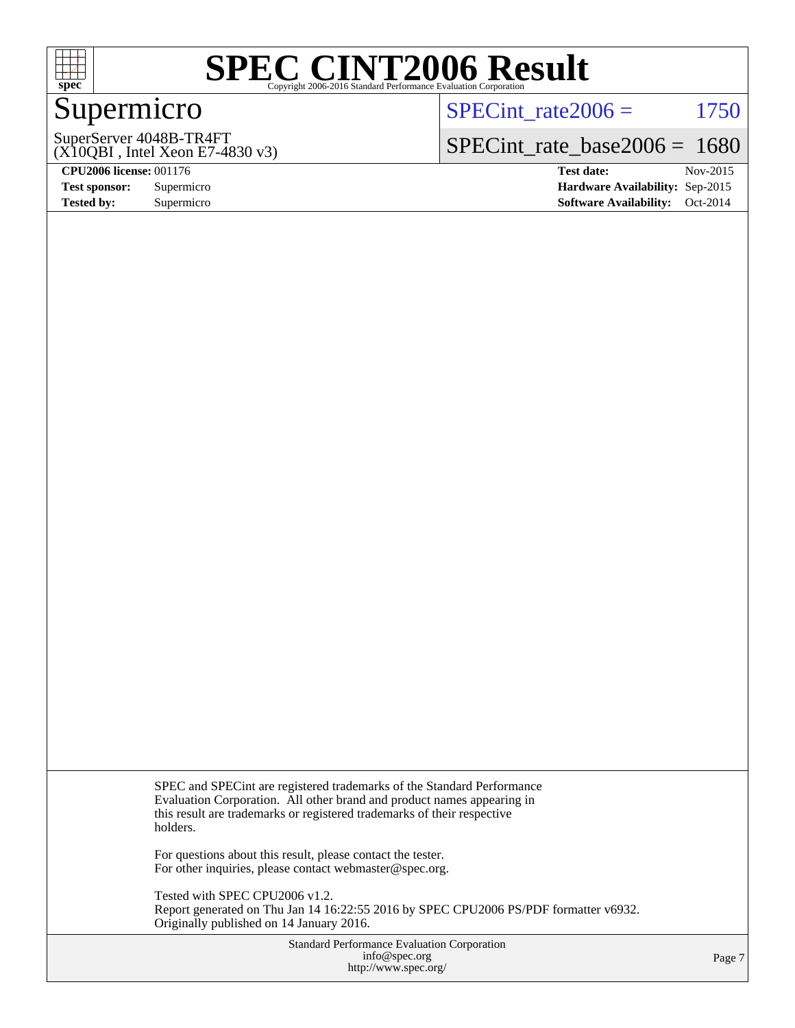SPEC and SPECint are registered trademarks of the Standard Performance Evaluation Corporation. All other brand and product names appearing in this result are trademarks or registered trademarks of their respective holders.

For questions about this result, please contact the tester.
For other inquiries, please contact webmaster@spec.org.

Tested with SPEC CPU2006 v1.2.
Report generated on Thu Jan 14 16:22:55 2016 by SPEC CPU2006 PS/PDF formatter v6932.
Originally published on 14 January 2016.